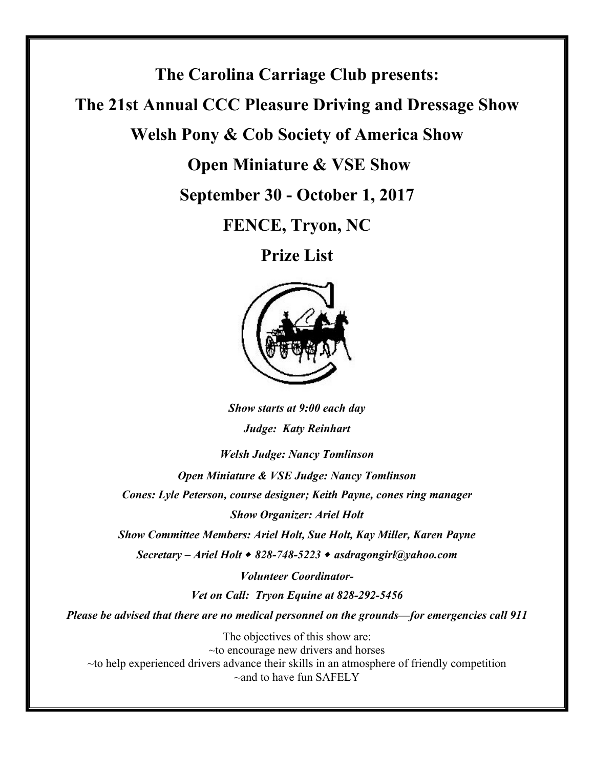# The Carolina Carriage Club presents:

# The 21st Annual CCC Pleasure Driving and Dressage Show

## Welsh Pony & Cob Society of America Show

## Open Miniature & VSE Show

## September 30 - October 1, 2017

## FENCE, Tryon, NC

## Prize List

***Show starts at 9:00 each day***

***Judge: Katy Reinhart***

***Welsh Judge: Nancy Tomlinson***

***Open Miniature & VSE Judge: Nancy Tomlinson***

***Cones: Lyle Peterson, course designer; Keith Payne, cones ring manager***

***Show Organizer: Ariel Holt***

***Show Committee Members: Ariel Holt, Sue Holt, Kay Miller, Karen Payne***

***Secretary – Ariel Holt ◆ 828-748-5223 ◆ asdragongirl@yahoo.com***

***Volunteer Coordinator-***

***Vet on Call: Tryon Equine at 828-292-5456***

***Please be advised that there are no medical personnel on the grounds—for emergencies call 911***

The objectives of this show are:
~to encourage new drivers and horses
~to help experienced drivers advance their skills in an atmosphere of friendly competition
~and to have fun SAFELY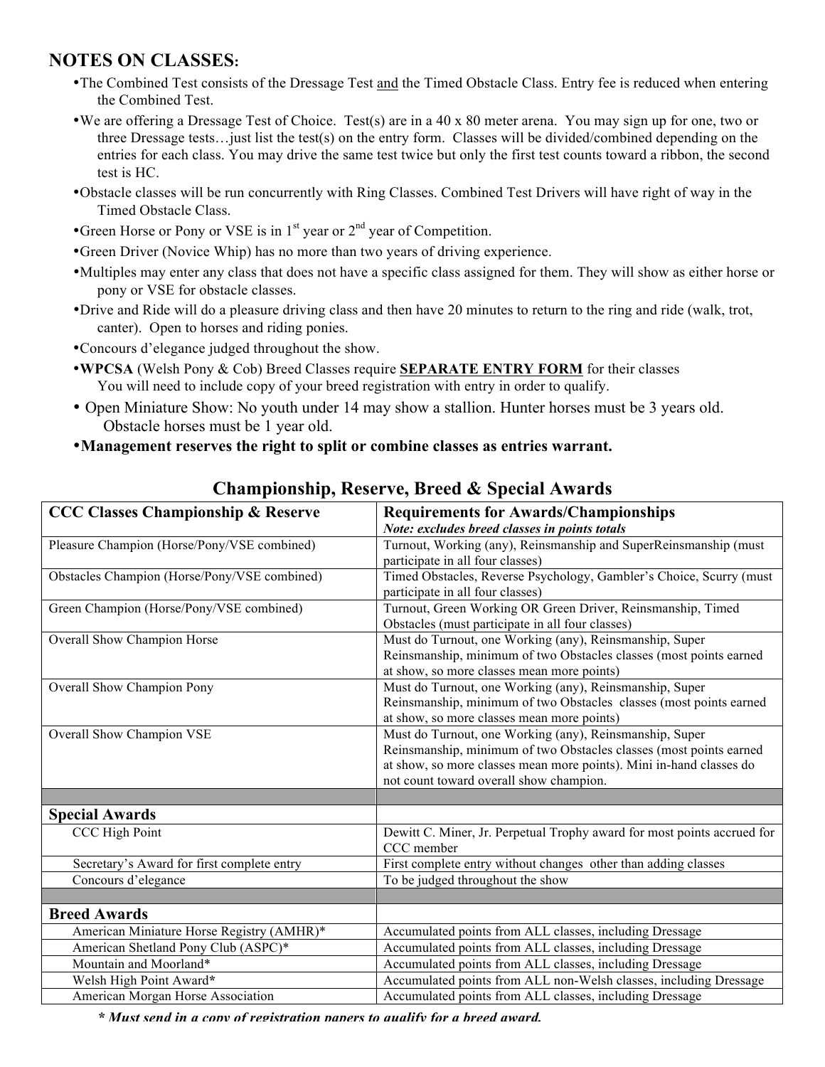## NOTES ON CLASSES:

- The Combined Test consists of the Dressage Test <u>and</u> the Timed Obstacle Class. Entry fee is reduced when entering the Combined Test.
- We are offering a Dressage Test of Choice. Test(s) are in a 40 x 80 meter arena. You may sign up for one, two or three Dressage tests…just list the test(s) on the entry form. Classes will be divided/combined depending on the entries for each class. You may drive the same test twice but only the first test counts toward a ribbon, the second test is HC.
- Obstacle classes will be run concurrently with Ring Classes. Combined Test Drivers will have right of way in the Timed Obstacle Class.
- Green Horse or Pony or VSE is in 1st year or 2nd year of Competition.
- Green Driver (Novice Whip) has no more than two years of driving experience.
- Multiples may enter any class that does not have a specific class assigned for them. They will show as either horse or pony or VSE for obstacle classes.
- Drive and Ride will do a pleasure driving class and then have 20 minutes to return to the ring and ride (walk, trot, canter). Open to horses and riding ponies.
- Concours d'elegance judged throughout the show.
- **WPCSA** (Welsh Pony & Cob) Breed Classes require **<u>SEPARATE ENTRY FORM</u>** for their classes. You will need to include copy of your breed registration with entry in order to qualify.
- Open Miniature Show: No youth under 14 may show a stallion. Hunter horses must be 3 years old. Obstacle horses must be 1 year old.
- **Management reserves the right to split or combine classes as entries warrant.**

## Championship, Reserve, Breed & Special Awards

| **CCC Classes Championship & Reserve** | **Requirements for Awards/Championships** *Note: excludes breed classes in points totals* |
|---|---|
| Pleasure Champion (Horse/Pony/VSE combined) | Turnout, Working (any), Reinsmanship and SuperReinsmanship (must participate in all four classes) |
| Obstacles Champion (Horse/Pony/VSE combined) | Timed Obstacles, Reverse Psychology, Gambler's Choice, Scurry (must participate in all four classes) |
| Green Champion (Horse/Pony/VSE combined) | Turnout, Green Working OR Green Driver, Reinsmanship, Timed Obstacles (must participate in all four classes) |
| Overall Show Champion Horse | Must do Turnout, one Working (any), Reinsmanship, Super Reinsmanship, minimum of two Obstacles classes (most points earned at show, so more classes mean more points) |
| Overall Show Champion Pony | Must do Turnout, one Working (any), Reinsmanship, Super Reinsmanship, minimum of two Obstacles classes (most points earned at show, so more classes mean more points) |
| Overall Show Champion VSE | Must do Turnout, one Working (any), Reinsmanship, Super Reinsmanship, minimum of two Obstacles classes (most points earned at show, so more classes mean more points). Mini in-hand classes do not count toward overall show champion. |
| | |
| **Special Awards** | |
| CCC High Point | Dewitt C. Miner, Jr. Perpetual Trophy award for most points accrued for CCC member |
| Secretary's Award for first complete entry | First complete entry without changes other than adding classes |
| Concours d'elegance | To be judged throughout the show |
| | |
| **Breed Awards** | |
| American Miniature Horse Registry (AMHR)* | Accumulated points from ALL classes, including Dressage |
| American Shetland Pony Club (ASPC)* | Accumulated points from ALL classes, including Dressage |
| Mountain and Moorland* | Accumulated points from ALL classes, including Dressage |
| Welsh High Point Award* | Accumulated points from ALL non-Welsh classes, including Dressage |
| American Morgan Horse Association | Accumulated points from ALL classes, including Dressage |

***\* Must send in a copy of registration papers to qualify for a breed award.***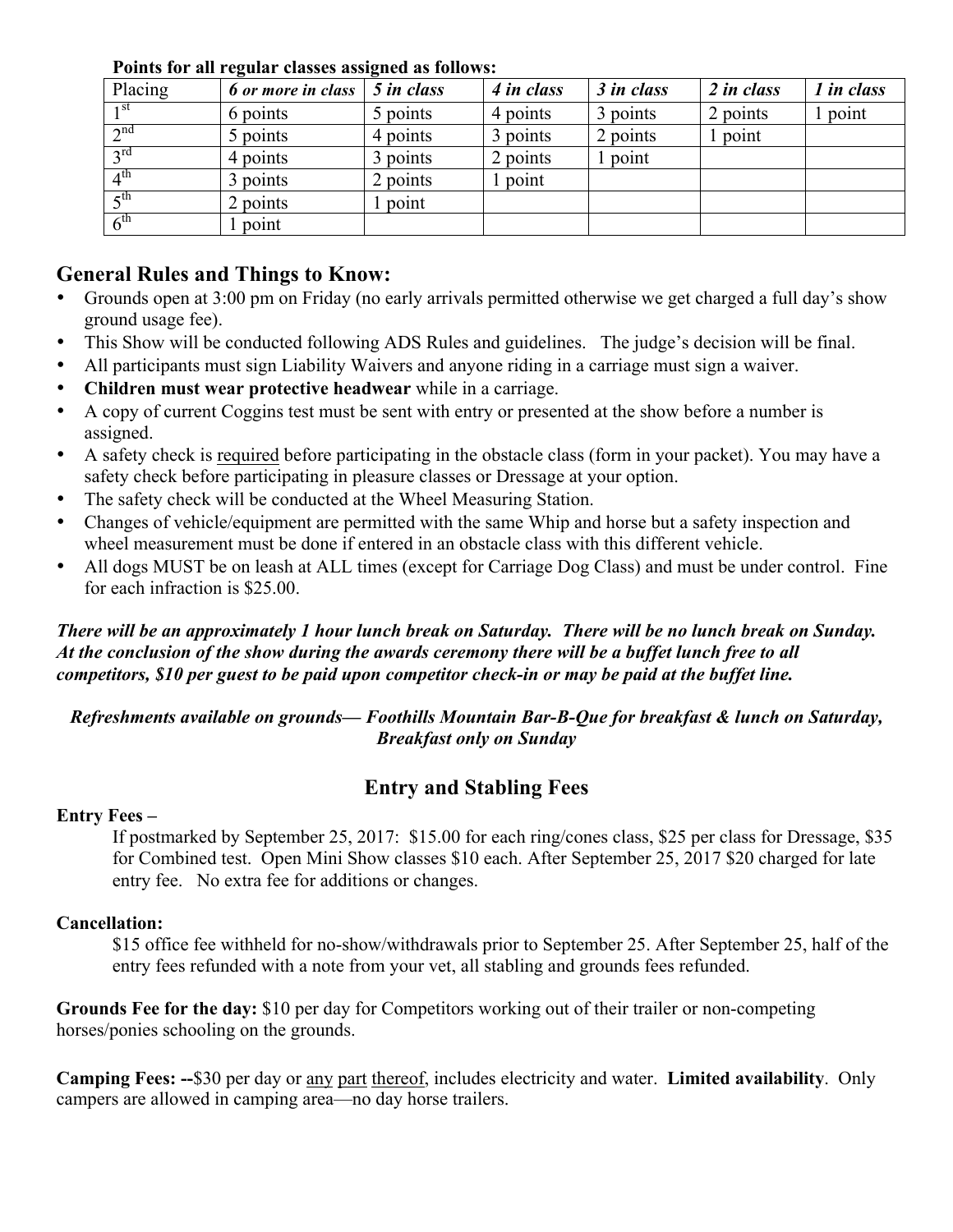**Points for all regular classes assigned as follows:**

| Placing | *6 or more in class* | *5 in class* | *4 in class* | *3 in class* | *2 in class* | *1 in class* |
|---|---|---|---|---|---|---|
| 1st | 6 points | 5 points | 4 points | 3 points | 2 points | 1 point |
| 2nd | 5 points | 4 points | 3 points | 2 points | 1 point | |
| 3rd | 4 points | 3 points | 2 points | 1 point | | |
| 4th | 3 points | 2 points | 1 point | | | |
| 5th | 2 points | 1 point | | | | |
| 6th | 1 point | | | | | |

## General Rules and Things to Know:

- Grounds open at 3:00 pm on Friday (no early arrivals permitted otherwise we get charged a full day's show ground usage fee).
- This Show will be conducted following ADS Rules and guidelines. The judge's decision will be final.
- All participants must sign Liability Waivers and anyone riding in a carriage must sign a waiver.
- **Children must wear protective headwear** while in a carriage.
- A copy of current Coggins test must be sent with entry or presented at the show before a number is assigned.
- A safety check is required before participating in the obstacle class (form in your packet). You may have a safety check before participating in pleasure classes or Dressage at your option.
- The safety check will be conducted at the Wheel Measuring Station.
- Changes of vehicle/equipment are permitted with the same Whip and horse but a safety inspection and wheel measurement must be done if entered in an obstacle class with this different vehicle.
- All dogs MUST be on leash at ALL times (except for Carriage Dog Class) and must be under control. Fine for each infraction is $25.00.

***There will be an approximately 1 hour lunch break on Saturday. There will be no lunch break on Sunday. At the conclusion of the show during the awards ceremony there will be a buffet lunch free to all competitors, $10 per guest to be paid upon competitor check-in or may be paid at the buffet line.***

***Refreshments available on grounds— Foothills Mountain Bar-B-Que for breakfast & lunch on Saturday, Breakfast only on Sunday***

## Entry and Stabling Fees

**Entry Fees –**

If postmarked by September 25, 2017: $15.00 for each ring/cones class, $25 per class for Dressage, $35 for Combined test. Open Mini Show classes $10 each. After September 25, 2017 $20 charged for late entry fee. No extra fee for additions or changes.

**Cancellation:**

$15 office fee withheld for no-show/withdrawals prior to September 25. After September 25, half of the entry fees refunded with a note from your vet, all stabling and grounds fees refunded.

**Grounds Fee for the day:** $10 per day for Competitors working out of their trailer or non-competing horses/ponies schooling on the grounds.

**Camping Fees: --**$30 per day or any part thereof, includes electricity and water. **Limited availability**. Only campers are allowed in camping area—no day horse trailers.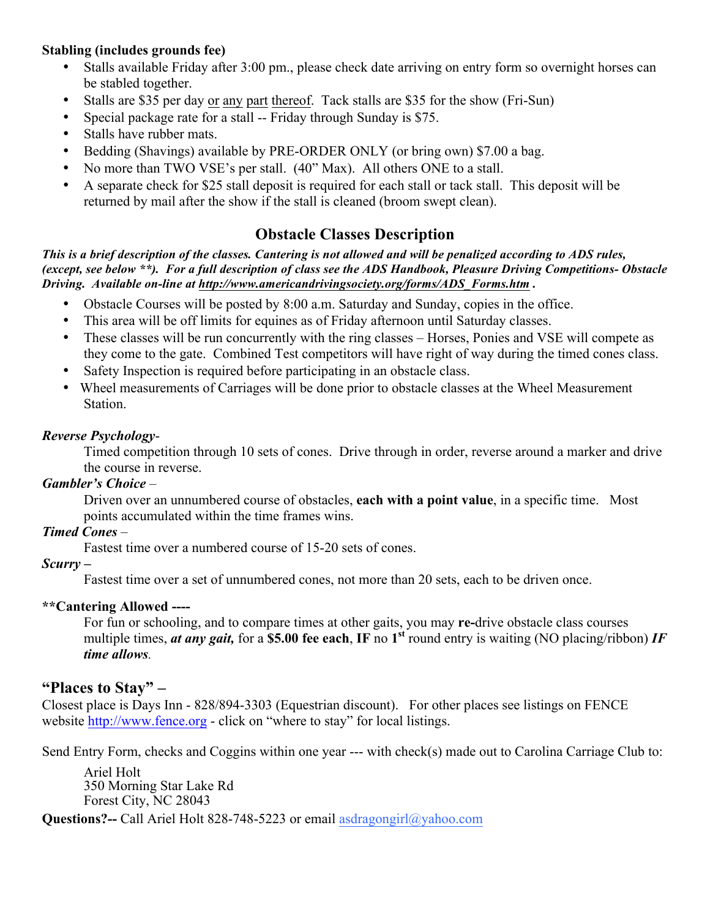**Stabling (includes grounds fee)**

- Stalls available Friday after 3:00 pm., please check date arriving on entry form so overnight horses can be stabled together.
- Stalls are $35 per day or any part thereof. Tack stalls are $35 for the show (Fri-Sun)
- Special package rate for a stall -- Friday through Sunday is $75.
- Stalls have rubber mats.
- Bedding (Shavings) available by PRE-ORDER ONLY (or bring own) $7.00 a bag.
- No more than TWO VSE's per stall. (40" Max). All others ONE to a stall.
- A separate check for $25 stall deposit is required for each stall or tack stall. This deposit will be returned by mail after the show if the stall is cleaned (broom swept clean).

## Obstacle Classes Description

***This is a brief description of the classes. Cantering is not allowed and will be penalized according to ADS rules, (except, see below \*\*). For a full description of class see the ADS Handbook, Pleasure Driving Competitions- Obstacle Driving. Available on-line at http://www.americandrivingsociety.org/forms/ADS_Forms.htm .***

- Obstacle Courses will be posted by 8:00 a.m. Saturday and Sunday, copies in the office.
- This area will be off limits for equines as of Friday afternoon until Saturday classes.
- These classes will be run concurrently with the ring classes – Horses, Ponies and VSE will compete as they come to the gate. Combined Test competitors will have right of way during the timed cones class.
- Safety Inspection is required before participating in an obstacle class.
- Wheel measurements of Carriages will be done prior to obstacle classes at the Wheel Measurement Station.

***Reverse Psychology***-

Timed competition through 10 sets of cones. Drive through in order, reverse around a marker and drive the course in reverse.

***Gambler's Choice*** –

Driven over an unnumbered course of obstacles, **each with a point value**, in a specific time. Most points accumulated within the time frames wins.

***Timed Cones*** –

Fastest time over a numbered course of 15-20 sets of cones.

***Scurry –***

Fastest time over a set of unnumbered cones, not more than 20 sets, each to be driven once.

**\*\*Cantering Allowed ----**

For fun or schooling, and to compare times at other gaits, you may **re-**drive obstacle class courses multiple times, ***at any gait,*** for a **$5.00 fee each**, **IF** no **1st** round entry is waiting (NO placing/ribbon) ***IF time allows***.

## "Places to Stay" –

Closest place is Days Inn - 828/894-3303 (Equestrian discount). For other places see listings on FENCE website http://www.fence.org - click on "where to stay" for local listings.

Send Entry Form, checks and Coggins within one year --- with check(s) made out to Carolina Carriage Club to:

Ariel Holt
350 Morning Star Lake Rd
Forest City, NC 28043

**Questions?--** Call Ariel Holt 828-748-5223 or email asdragongirl@yahoo.com